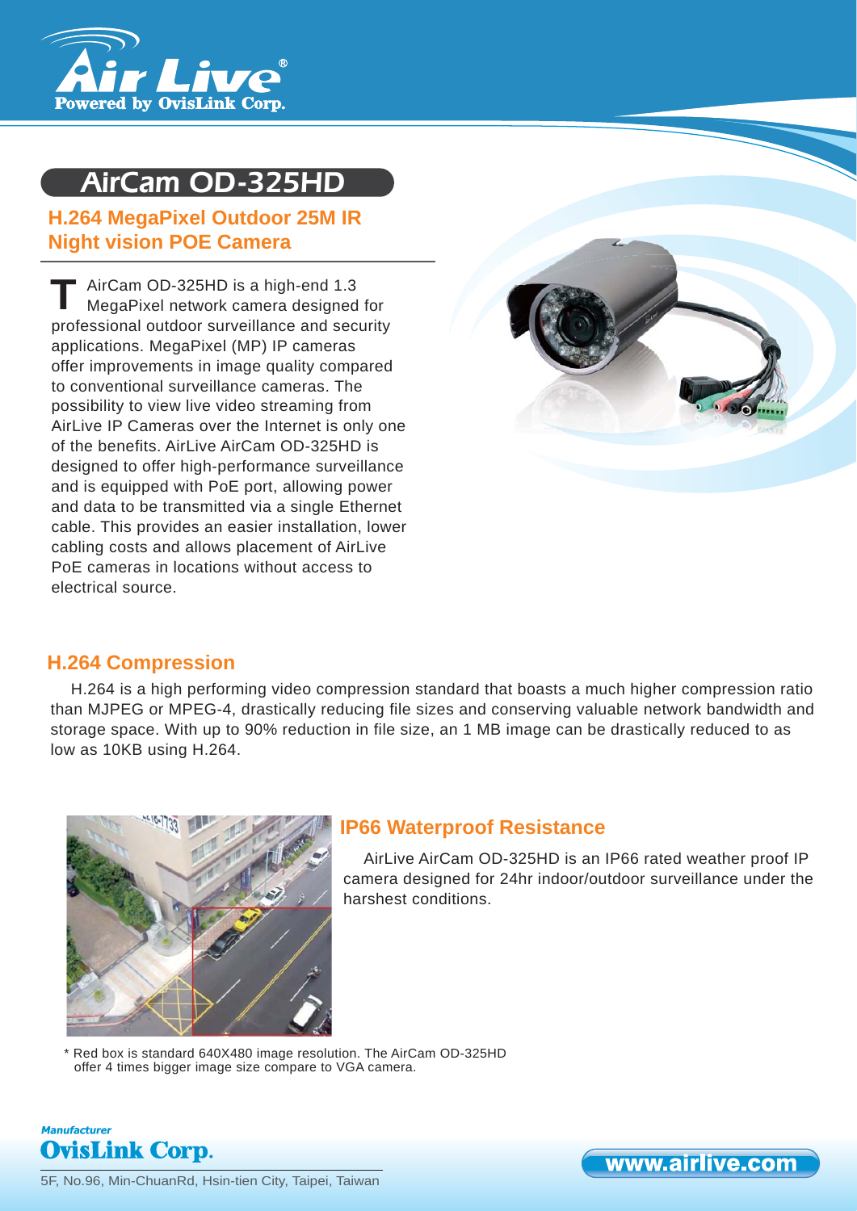# AirCam OD-325HD

## H.264 MegaPixel Outdoor 25M IR Night vision POE Camera

The AirCam OD-325HD is a high-end 1.3 MegaPixel network camera designed for professional outdoor surveillance and security applications. MegaPixel (MP) IP cameras offer improvements in image quality compared to conventional surveillance cameras. The possibility to view live video streaming from AirLive IP Cameras over the Internet is only one of the benefits. AirLive AirCam OD-325HD is designed to offer high-performance surveillance and is equipped with PoE port, allowing power and data to be transmitted via a single Ethernet cable. This provides an easier installation, lower cabling costs and allows placement of AirLive PoE cameras in locations without access to electrical source.

### H.264 Compression

H.264 is a high performing video compression standard that boasts a much higher compression ratio than MJPEG or MPEG-4, drastically reducing file sizes and conserving valuable network bandwidth and storage space. With up to 90% reduction in file size, an 1 MB image can be drastically reduced to as low as 10KB using H.264.

### IP66 Waterproof Resistance

AirLive AirCam OD-325HD is an IP66 rated weather proof IP camera designed for 24hr indoor/outdoor surveillance under the harshest conditions.

* Red box is standard 640X480 image resolution. The AirCam OD-325HD offer 4 times bigger image size compare to VGA camera.

*Manufacturer*
**OvisLink Corp.**
5F, No.96, Min-ChuanRd, Hsin-tien City, Taipei, Taiwan

www.airlive.com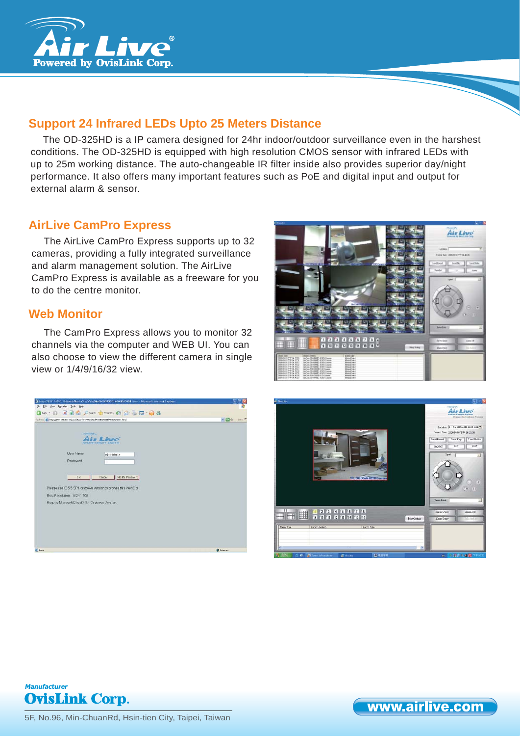## Support 24 Infrared LEDs Upto 25 Meters Distance

The OD-325HD is a IP camera designed for 24hr indoor/outdoor surveillance even in the harshest conditions. The OD-325HD is equipped with high resolution CMOS sensor with infrared LEDs with up to 25m working distance. The auto-changeable IR filter inside also provides superior day/night performance. It also offers many important features such as PoE and digital input and output for external alarm & sensor.

## AirLive CamPro Express

The AirLive CamPro Express supports up to 32 cameras, providing a fully integrated surveillance and alarm management solution. The AirLive CamPro Express is available as a freeware for you to do the centre monitor.

## Web Monitor

The CamPro Express allows you to monitor 32 channels via the computer and WEB UI. You can also choose to view the different camera in single view or 1/4/9/16/32 view.

*Manufacturer*

**OvisLink Corp.**

5F, No.96, Min-ChuanRd, Hsin-tien City, Taipei, Taiwan

www.airlive.com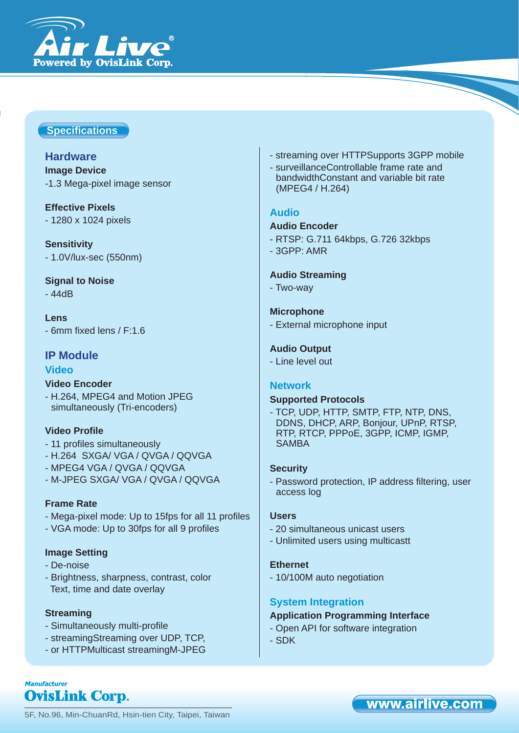## Specifications

### Hardware

**Image Device**

-1.3 Mega-pixel image sensor

**Effective Pixels**

- 1280 x 1024 pixels

**Sensitivity**

- 1.0V/lux-sec (550nm)

**Signal to Noise**

- 44dB

**Lens**

- 6mm fixed lens / F:1.6

### IP Module

#### Video

**Video Encoder**

- H.264, MPEG4 and Motion JPEG simultaneously (Tri-encoders)

**Video Profile**

- 11 profiles simultaneously
- H.264 SXGA/ VGA / QVGA / QQVGA
- MPEG4 VGA / QVGA / QQVGA
- M-JPEG SXGA/ VGA / QVGA / QQVGA

**Frame Rate**

- Mega-pixel mode: Up to 15fps for all 11 profiles
- VGA mode: Up to 30fps for all 9 profiles

**Image Setting**

- De-noise
- Brightness, sharpness, contrast, color Text, time and date overlay

**Streaming**

- Simultaneously multi-profile
- streamingStreaming over UDP, TCP,
- or HTTPMulticast streamingM-JPEG
- streaming over HTTPSupports 3GPP mobile
- surveillanceControllable frame rate and bandwidthConstant and variable bit rate (MPEG4 / H.264)

#### Audio

**Audio Encoder**

- RTSP: G.711 64kbps, G.726 32kbps
- 3GPP: AMR

**Audio Streaming**

- Two-way

**Microphone**

- External microphone input

**Audio Output**

- Line level out

#### Network

**Supported Protocols**

- TCP, UDP, HTTP, SMTP, FTP, NTP, DNS, DDNS, DHCP, ARP, Bonjour, UPnP, RTSP, RTP, RTCP, PPPoE, 3GPP, ICMP, IGMP, SAMBA

**Security**

- Password protection, IP address filtering, user access log

**Users**

- 20 simultaneous unicast users
- Unlimited users using multicastt

**Ethernet**

- 10/100M auto negotiation

#### System Integration

**Application Programming Interface**

- Open API for software integration
- SDK

*Manufacturer*

**OvisLink Corp.**

5F, No.96, Min-ChuanRd, Hsin-tien City, Taipei, Taiwan

www.airlive.com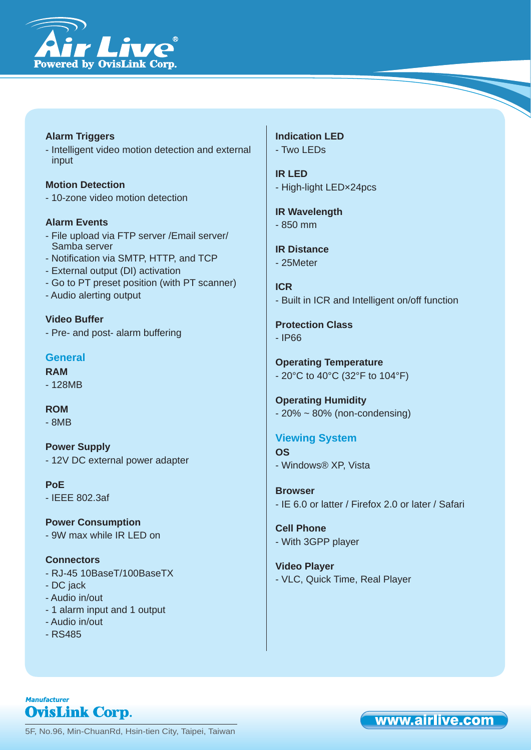**Alarm Triggers**

- Intelligent video motion detection and external input

**Motion Detection**

- 10-zone video motion detection

**Alarm Events**

- File upload via FTP server /Email server/ Samba server
- Notification via SMTP, HTTP, and TCP
- External output (DI) activation
- Go to PT preset position (with PT scanner)
- Audio alerting output

**Video Buffer**

- Pre- and post- alarm buffering

## General

**RAM**

- 128MB

**ROM**

- 8MB

**Power Supply**

- 12V DC external power adapter

**PoE**

- IEEE 802.3af

**Power Consumption**

- 9W max while IR LED on

**Connectors**

- RJ-45 10BaseT/100BaseTX
- DC jack
- Audio in/out
- 1 alarm input and 1 output
- Audio in/out
- RS485

**Indication LED**

- Two LEDs

**IR LED**

- High-light LED×24pcs

**IR Wavelength**

- 850 mm

**IR Distance**

- 25Meter

**ICR**

- Built in ICR and Intelligent on/off function

**Protection Class**

- IP66

**Operating Temperature**

- 20°C to 40°C (32°F to 104°F)

**Operating Humidity**

- 20% ~ 80% (non-condensing)

## Viewing System

**OS**

- Windows® XP, Vista

**Browser**

- IE 6.0 or latter / Firefox 2.0 or later / Safari

**Cell Phone**

- With 3GPP player

**Video Player**

- VLC, Quick Time, Real Player

*Manufacturer*
**OvisLink Corp.**

5F, No.96, Min-ChuanRd, Hsin-tien City, Taipei, Taiwan

www.airlive.com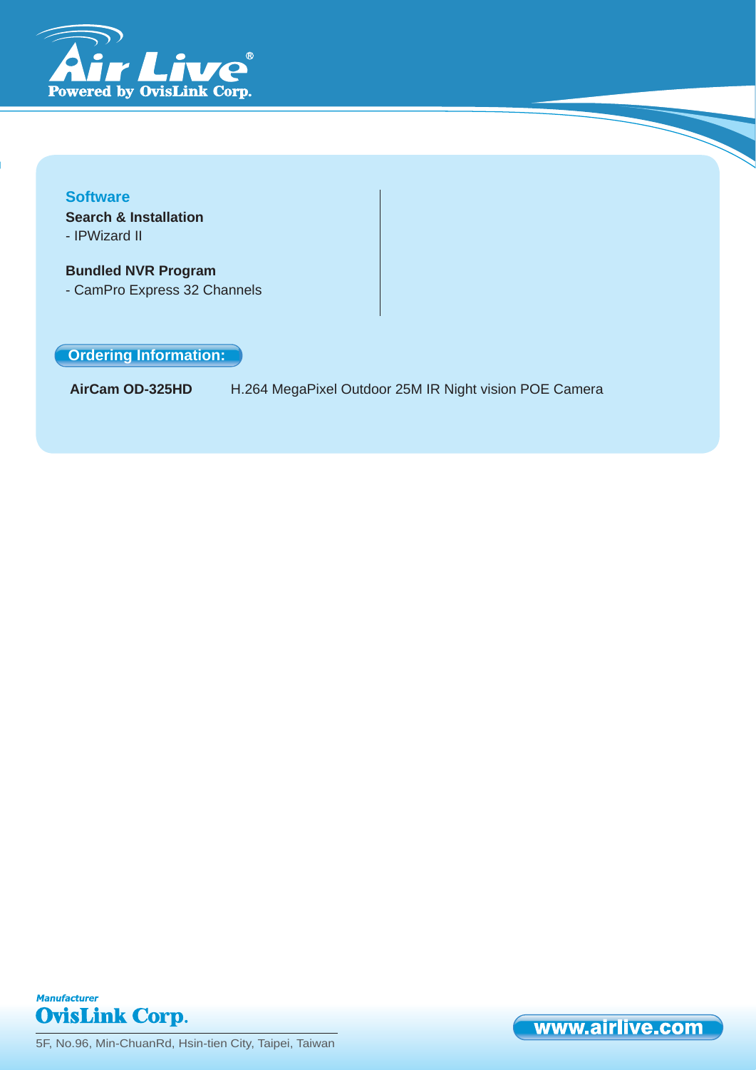### Software

**Search & Installation**
- IPWizard II

**Bundled NVR Program**
- CamPro Express 32 Channels

### Ordering Information:

**AirCam OD-325HD** H.264 MegaPixel Outdoor 25M IR Night vision POE Camera

*Manufacturer*
**OvisLink Corp.**

5F, No.96, Min-ChuanRd, Hsin-tien City, Taipei, Taiwan

www.airlive.com